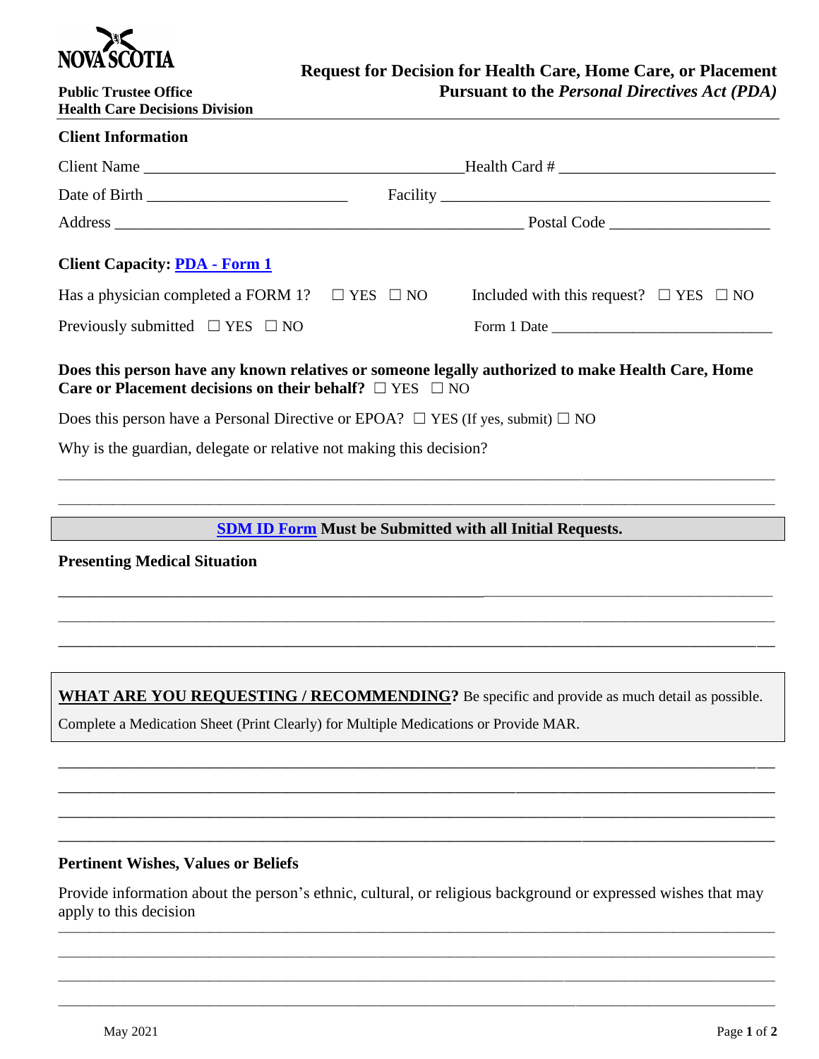NOVA SCOTIA

**Public Trustee Office**
**Health Care Decisions Division**

# Request for Decision for Health Care, Home Care, or Placement Pursuant to the *Personal Directives Act (PDA)*

## Client Information

Client Name ________________________________________ Health Card # ___________________________

Date of Birth ________________________ Facility __________________________________________

Address _____________________________________________________ Postal Code ____________________

**Client Capacity: PDA - Form 1**

Has a physician completed a FORM 1? ☐ YES ☐ NO Included with this request? ☐ YES ☐ NO

Previously submitted ☐ YES ☐ NO Form 1 Date ____________________________

**Does this person have any known relatives or someone legally authorized to make Health Care, Home Care or Placement decisions on their behalf?** ☐ YES ☐ NO

Does this person have a Personal Directive or EPOA? ☐ YES (If yes, submit) ☐ NO

Why is the guardian, delegate or relative not making this decision?

_____________________________________________________________________________________

_____________________________________________________________________________________

**SDM ID Form Must be Submitted with all Initial Requests.**

## Presenting Medical Situation

_____________________________________________________________________________________

_____________________________________________________________________________________

_____________________________________________________________________________________

**WHAT ARE YOU REQUESTING / RECOMMENDING?** Be specific and provide as much detail as possible.

Complete a Medication Sheet (Print Clearly) for Multiple Medications or Provide MAR.

_____________________________________________________________________________________

_____________________________________________________________________________________

_____________________________________________________________________________________

_____________________________________________________________________________________

## Pertinent Wishes, Values or Beliefs

Provide information about the person's ethnic, cultural, or religious background or expressed wishes that may apply to this decision

_____________________________________________________________________________________

_____________________________________________________________________________________

_____________________________________________________________________________________

_____________________________________________________________________________________

May 2021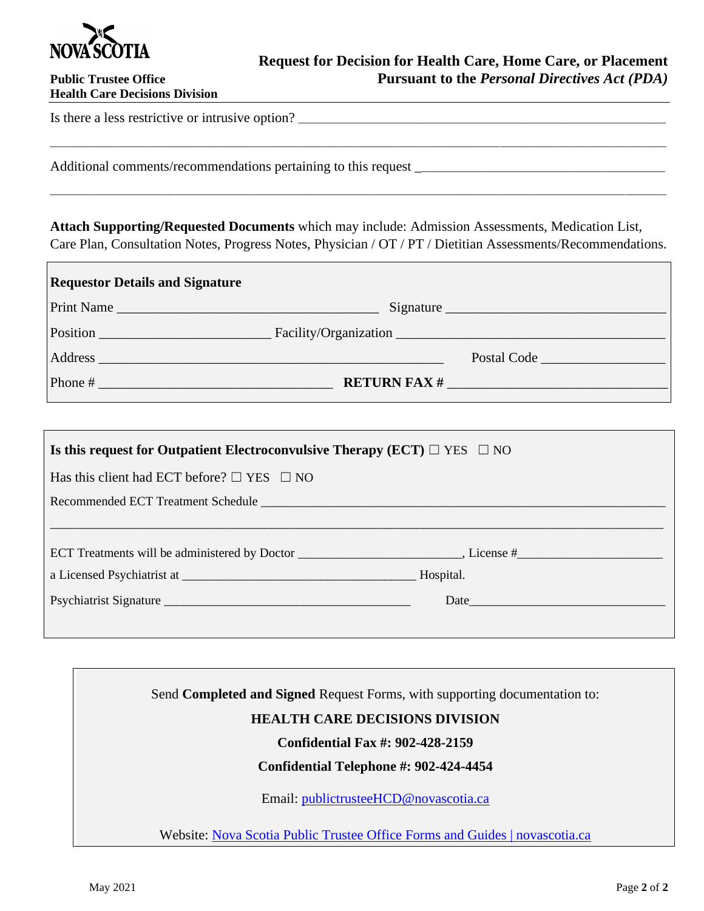**Public Trustee Office**
**Health Care Decisions Division**

## Request for Decision for Health Care, Home Care, or Placement Pursuant to the *Personal Directives Act (PDA)*

Is there a less restrictive or intrusive option? ____________________________________________________________

____________________________________________________________________________________________

Additional comments/recommendations pertaining to this request _____________________________________________

____________________________________________________________________________________________

**Attach Supporting/Requested Documents** which may include: Admission Assessments, Medication List, Care Plan, Consultation Notes, Progress Notes, Physician / OT / PT / Dietitian Assessments/Recommendations.

**Requestor Details and Signature**

Print Name ________________________________ Signature ____________________________

Position ____________________ Facility/Organization __________________________________

Address ________________________________________ Postal Code _______________

Phone # ____________________________ **RETURN FAX #** ____________________________

**Is this request for Outpatient Electroconvulsive Therapy (ECT)** ☐ YES ☐ NO

Has this client had ECT before? ☐ YES ☐ NO

Recommended ECT Treatment Schedule ______________________________________________________

____________________________________________________________________________________________

ECT Treatments will be administered by Doctor ______________________, License #____________________

a Licensed Psychiatrist at __________________________________ Hospital.

Psychiatrist Signature __________________________________ Date__________________________

Send **Completed and Signed** Request Forms, with supporting documentation to:

**HEALTH CARE DECISIONS DIVISION**

**Confidential Fax #: 902-428-2159**

**Confidential Telephone #: 902-424-4454**

Email: publictrusteeHCD@novascotia.ca

Website: Nova Scotia Public Trustee Office Forms and Guides | novascotia.ca

May 2021